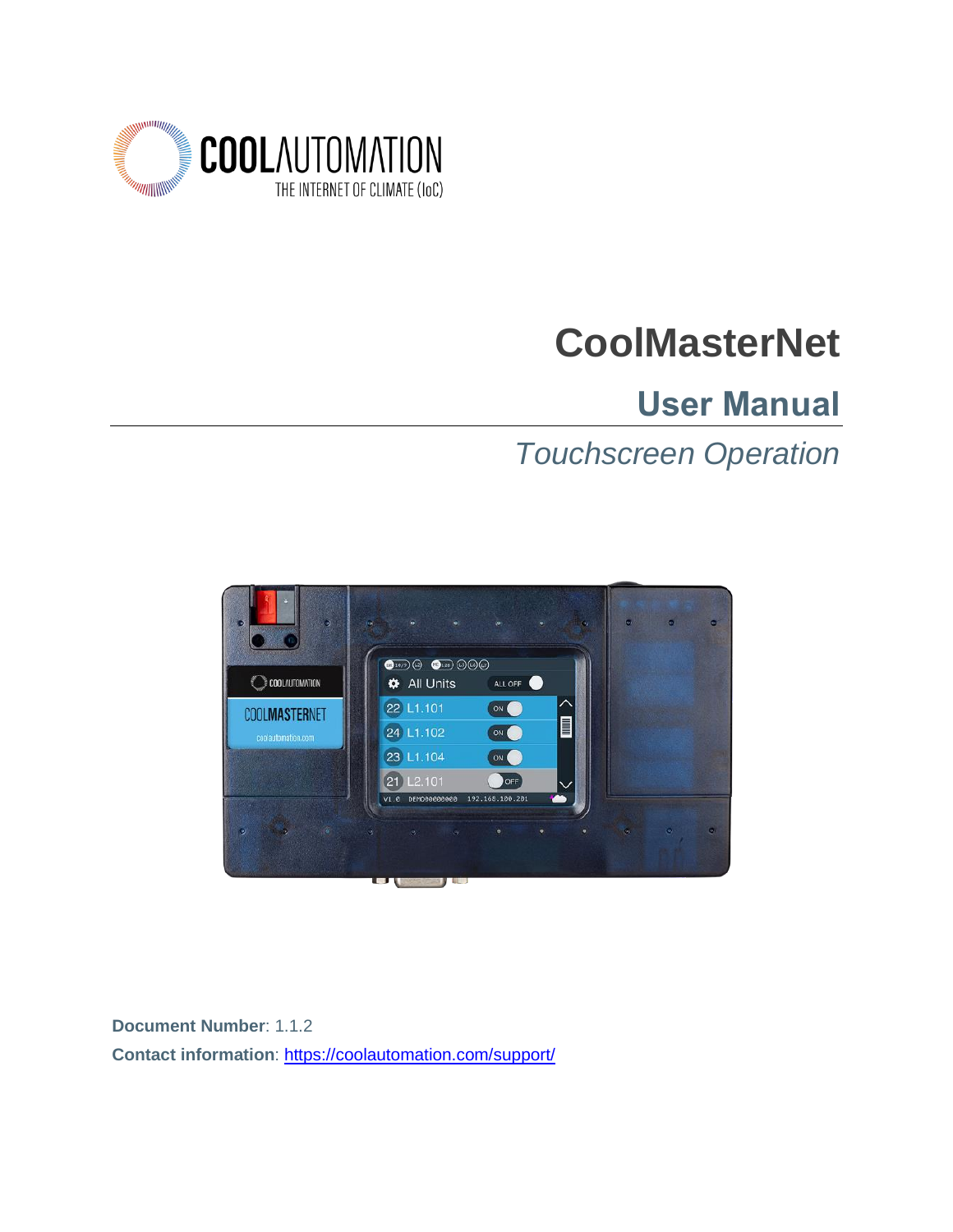# CoolMasterNet

## User Manual

*Touchscreen Operation*

**Document Number**: 1.1.2

**Contact information**: [https://coolautomation.com/support/](https://coolautomation.com/support/)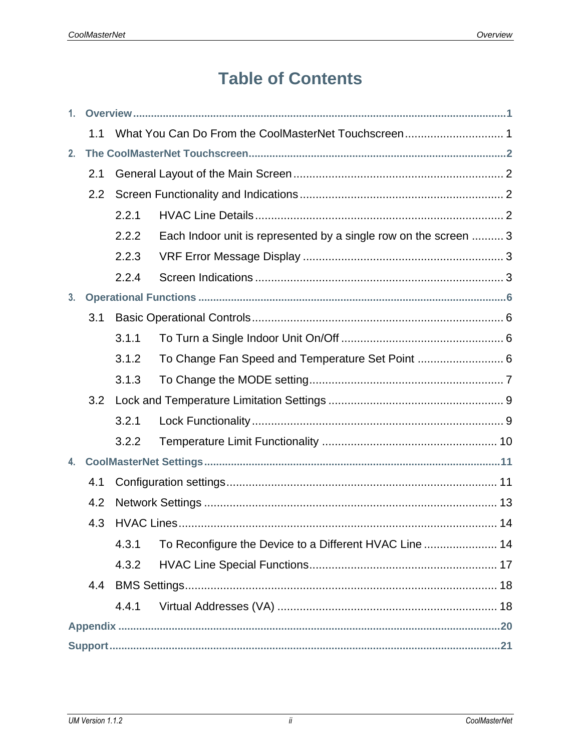# Table of Contents

**1. Overview** ..... **1**

1.1 What You Can Do From the CoolMasterNet Touchscreen ..... 1

**2. The CoolMasterNet Touchscreen** ..... **2**

2.1 General Layout of the Main Screen ..... 2

2.2 Screen Functionality and Indications ..... 2

2.2.1 HVAC Line Details ..... 2

2.2.2 Each Indoor unit is represented by a single row on the screen ..... 3

2.2.3 VRF Error Message Display ..... 3

2.2.4 Screen Indications ..... 3

**3. Operational Functions** ..... **6**

3.1 Basic Operational Controls ..... 6

3.1.1 To Turn a Single Indoor Unit On/Off ..... 6

3.1.2 To Change Fan Speed and Temperature Set Point ..... 6

3.1.3 To Change the MODE setting ..... 7

3.2 Lock and Temperature Limitation Settings ..... 9

3.2.1 Lock Functionality ..... 9

3.2.2 Temperature Limit Functionality ..... 10

**4. CoolMasterNet Settings** ..... **11**

4.1 Configuration settings ..... 11

4.2 Network Settings ..... 13

4.3 HVAC Lines ..... 14

4.3.1 To Reconfigure the Device to a Different HVAC Line ..... 14

4.3.2 HVAC Line Special Functions ..... 17

4.4 BMS Settings ..... 18

4.4.1 Virtual Addresses (VA) ..... 18

**Appendix** ..... **20**

**Support** ..... **21**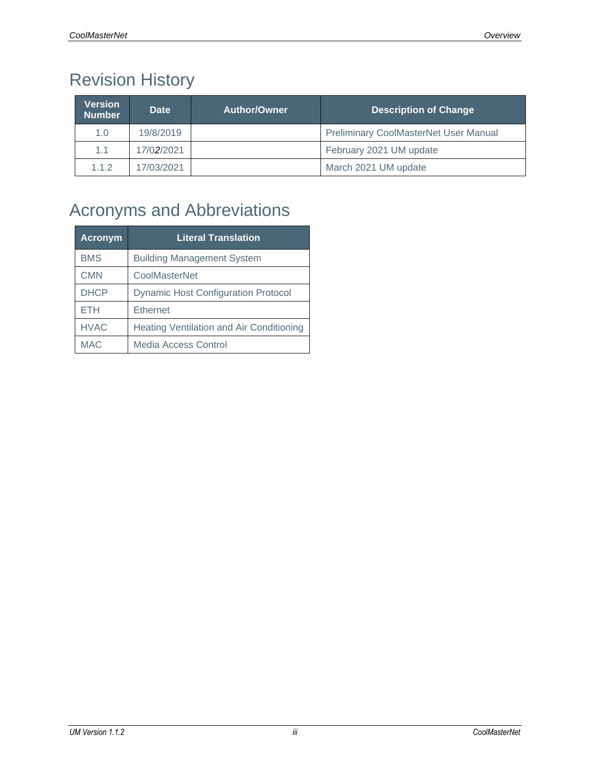# Revision History

| Version Number | Date | Author/Owner | Description of Change |
|---|---|---|---|
| 1.0 | 19/8/2019 | | Preliminary CoolMasterNet User Manual |
| 1.1 | 17/02/2021 | | February 2021 UM update |
| 1.1.2 | 17/03/2021 | | March 2021 UM update |

# Acronyms and Abbreviations

| Acronym | Literal Translation |
|---|---|
| BMS | Building Management System |
| CMN | CoolMasterNet |
| DHCP | Dynamic Host Configuration Protocol |
| ETH | Ethernet |
| HVAC | Heating Ventilation and Air Conditioning |
| MAC | Media Access Control |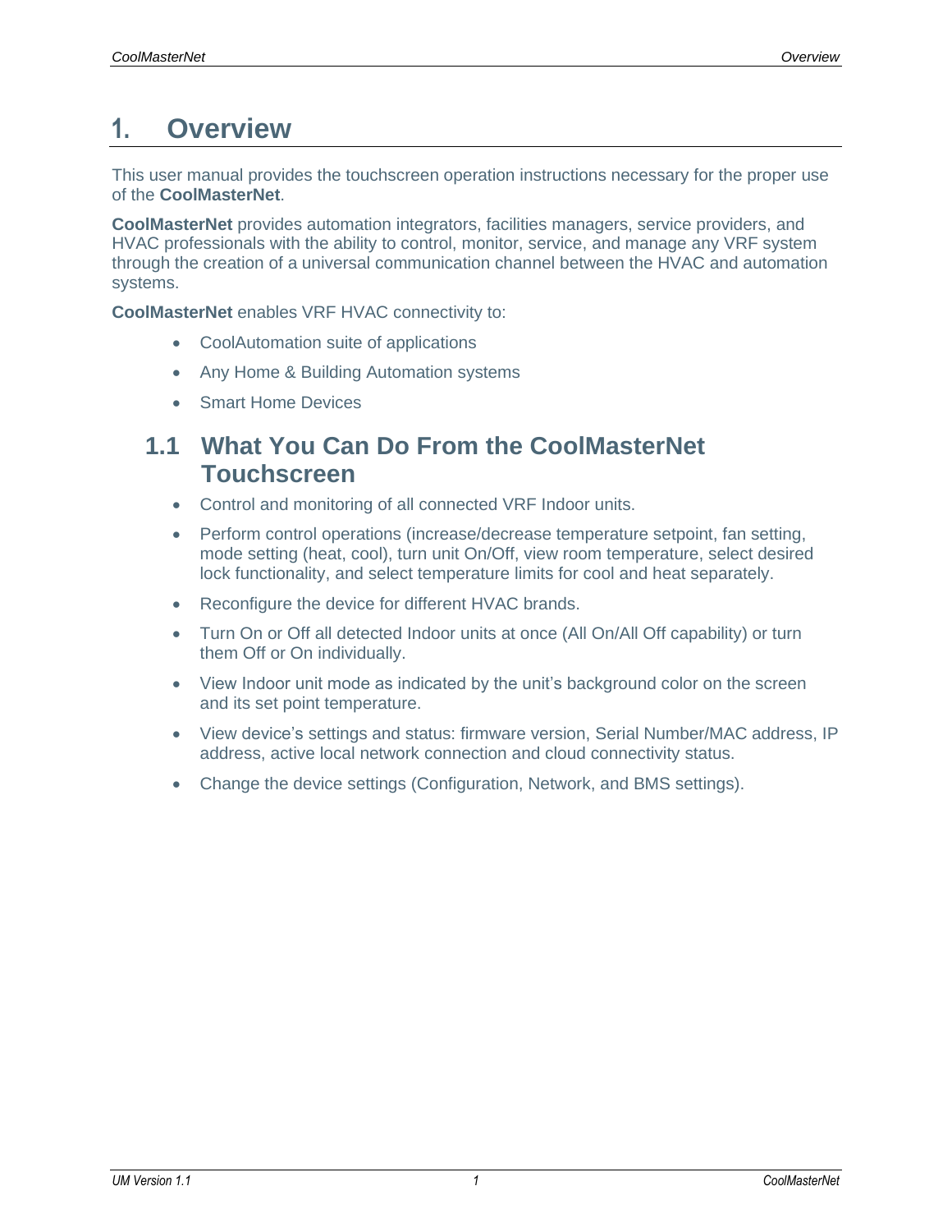# 1. Overview

This user manual provides the touchscreen operation instructions necessary for the proper use of the **CoolMasterNet**.

**CoolMasterNet** provides automation integrators, facilities managers, service providers, and HVAC professionals with the ability to control, monitor, service, and manage any VRF system through the creation of a universal communication channel between the HVAC and automation systems.

**CoolMasterNet** enables VRF HVAC connectivity to:

- CoolAutomation suite of applications
- Any Home & Building Automation systems
- Smart Home Devices

## 1.1 What You Can Do From the CoolMasterNet Touchscreen

- Control and monitoring of all connected VRF Indoor units.
- Perform control operations (increase/decrease temperature setpoint, fan setting, mode setting (heat, cool), turn unit On/Off, view room temperature, select desired lock functionality, and select temperature limits for cool and heat separately.
- Reconfigure the device for different HVAC brands.
- Turn On or Off all detected Indoor units at once (All On/All Off capability) or turn them Off or On individually.
- View Indoor unit mode as indicated by the unit's background color on the screen and its set point temperature.
- View device's settings and status: firmware version, Serial Number/MAC address, IP address, active local network connection and cloud connectivity status.
- Change the device settings (Configuration, Network, and BMS settings).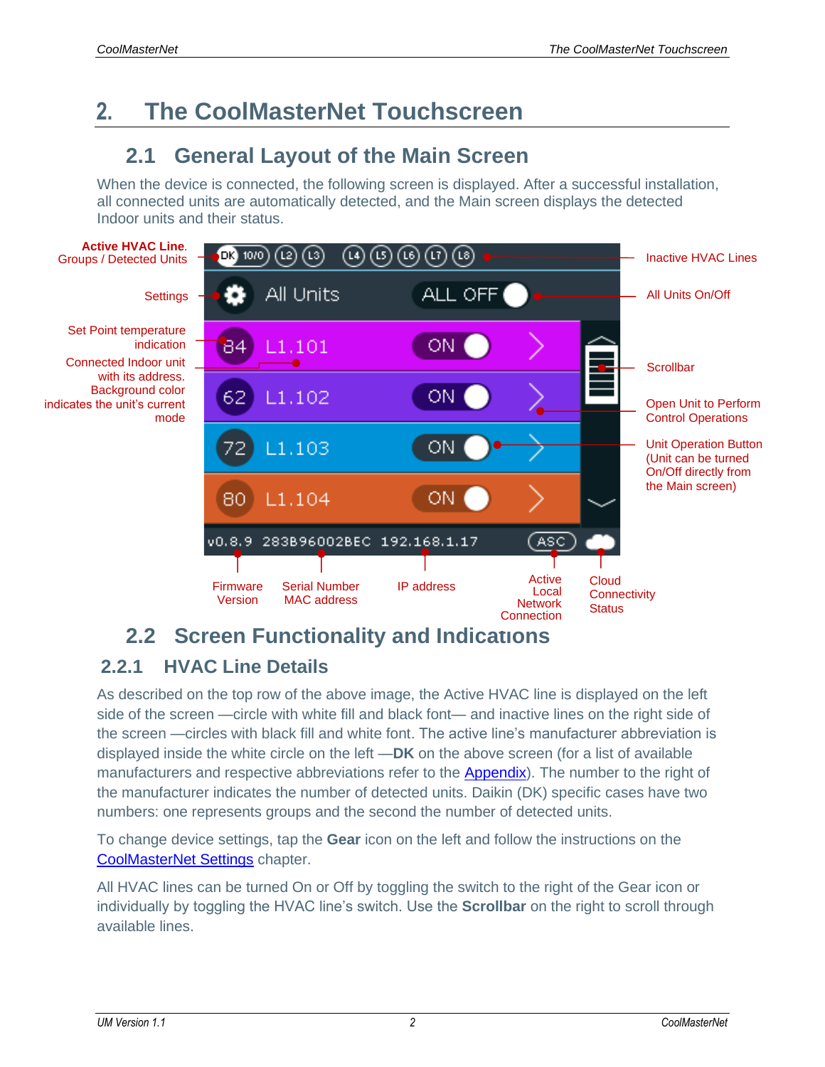# 2. The CoolMasterNet Touchscreen

## 2.1 General Layout of the Main Screen

When the device is connected, the following screen is displayed. After a successful installation, all connected units are automatically detected, and the Main screen displays the detected Indoor units and their status.

## 2.2 Screen Functionality and Indications

### 2.2.1 HVAC Line Details

As described on the top row of the above image, the Active HVAC line is displayed on the left side of the screen —circle with white fill and black font— and inactive lines on the right side of the screen —circles with black fill and white font. The active line's manufacturer abbreviation is displayed inside the white circle on the left —**DK** on the above screen (for a list of available manufacturers and respective abbreviations refer to the Appendix). The number to the right of the manufacturer indicates the number of detected units. Daikin (DK) specific cases have two numbers: one represents groups and the second the number of detected units.

To change device settings, tap the **Gear** icon on the left and follow the instructions on the CoolMasterNet Settings chapter.

All HVAC lines can be turned On or Off by toggling the switch to the right of the Gear icon or individually by toggling the HVAC line's switch. Use the **Scrollbar** on the right to scroll through available lines.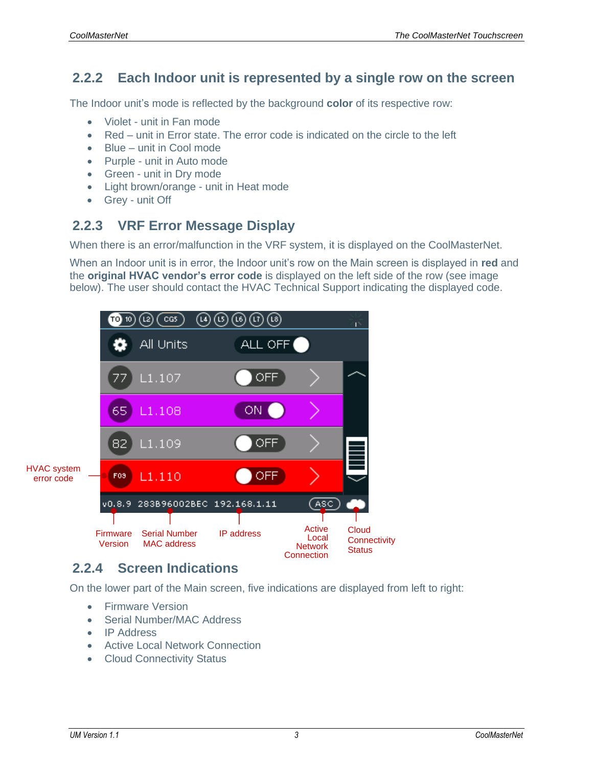### 2.2.2 Each Indoor unit is represented by a single row on the screen

The Indoor unit's mode is reflected by the background **color** of its respective row:

- Violet - unit in Fan mode
- Red – unit in Error state. The error code is indicated on the circle to the left
- Blue – unit in Cool mode
- Purple - unit in Auto mode
- Green - unit in Dry mode
- Light brown/orange - unit in Heat mode
- Grey - unit Off

### 2.2.3 VRF Error Message Display

When there is an error/malfunction in the VRF system, it is displayed on the CoolMasterNet.

When an Indoor unit is in error, the Indoor unit's row on the Main screen is displayed in **red** and the **original HVAC vendor's error code** is displayed on the left side of the row (see image below). The user should contact the HVAC Technical Support indicating the displayed code.

### 2.2.4 Screen Indications

On the lower part of the Main screen, five indications are displayed from left to right:

- Firmware Version
- Serial Number/MAC Address
- IP Address
- Active Local Network Connection
- Cloud Connectivity Status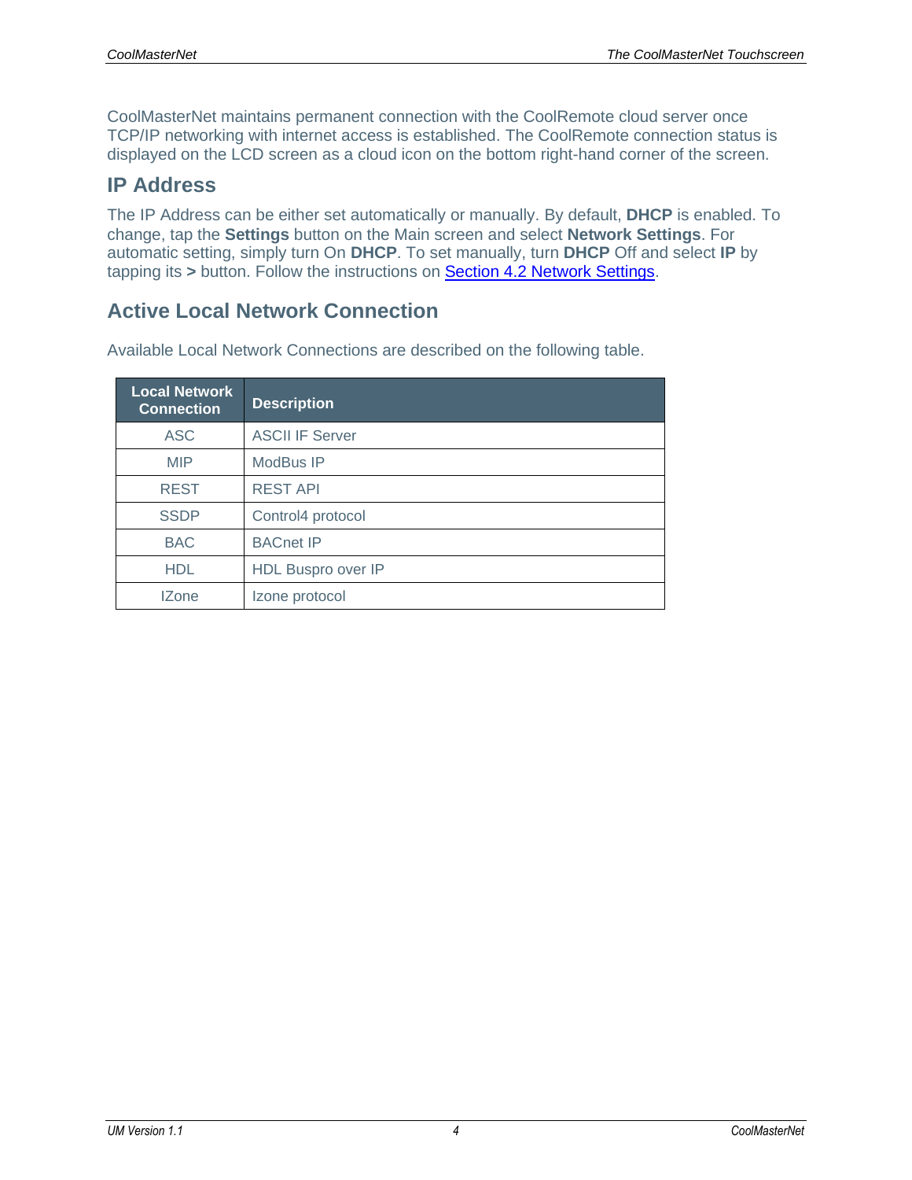CoolMasterNet maintains permanent connection with the CoolRemote cloud server once TCP/IP networking with internet access is established. The CoolRemote connection status is displayed on the LCD screen as a cloud icon on the bottom right-hand corner of the screen.

## IP Address

The IP Address can be either set automatically or manually. By default, **DHCP** is enabled. To change, tap the **Settings** button on the Main screen and select **Network Settings**. For automatic setting, simply turn On **DHCP**. To set manually, turn **DHCP** Off and select **IP** by tapping its **>** button. Follow the instructions on Section 4.2 Network Settings.

## Active Local Network Connection

Available Local Network Connections are described on the following table.

| Local Network Connection | Description |
|---|---|
| ASC | ASCII IF Server |
| MIP | ModBus IP |
| REST | REST API |
| SSDP | Control4 protocol |
| BAC | BACnet IP |
| HDL | HDL Buspro over IP |
| IZone | Izone protocol |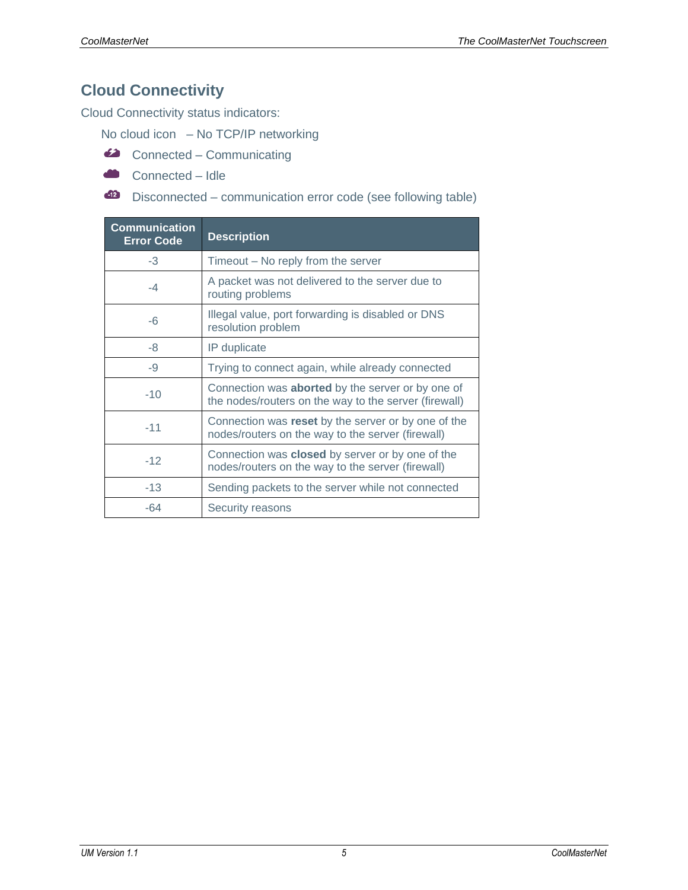## Cloud Connectivity

Cloud Connectivity status indicators:

No cloud icon – No TCP/IP networking

Connected – Communicating

Connected – Idle

Disconnected – communication error code (see following table)

| Communication Error Code | Description |
| --- | --- |
| -3 | Timeout – No reply from the server |
| -4 | A packet was not delivered to the server due to routing problems |
| -6 | Illegal value, port forwarding is disabled or DNS resolution problem |
| -8 | IP duplicate |
| -9 | Trying to connect again, while already connected |
| -10 | Connection was **aborted** by the server or by one of the nodes/routers on the way to the server (firewall) |
| -11 | Connection was **reset** by the server or by one of the nodes/routers on the way to the server (firewall) |
| -12 | Connection was **closed** by server or by one of the nodes/routers on the way to the server (firewall) |
| -13 | Sending packets to the server while not connected |
| -64 | Security reasons |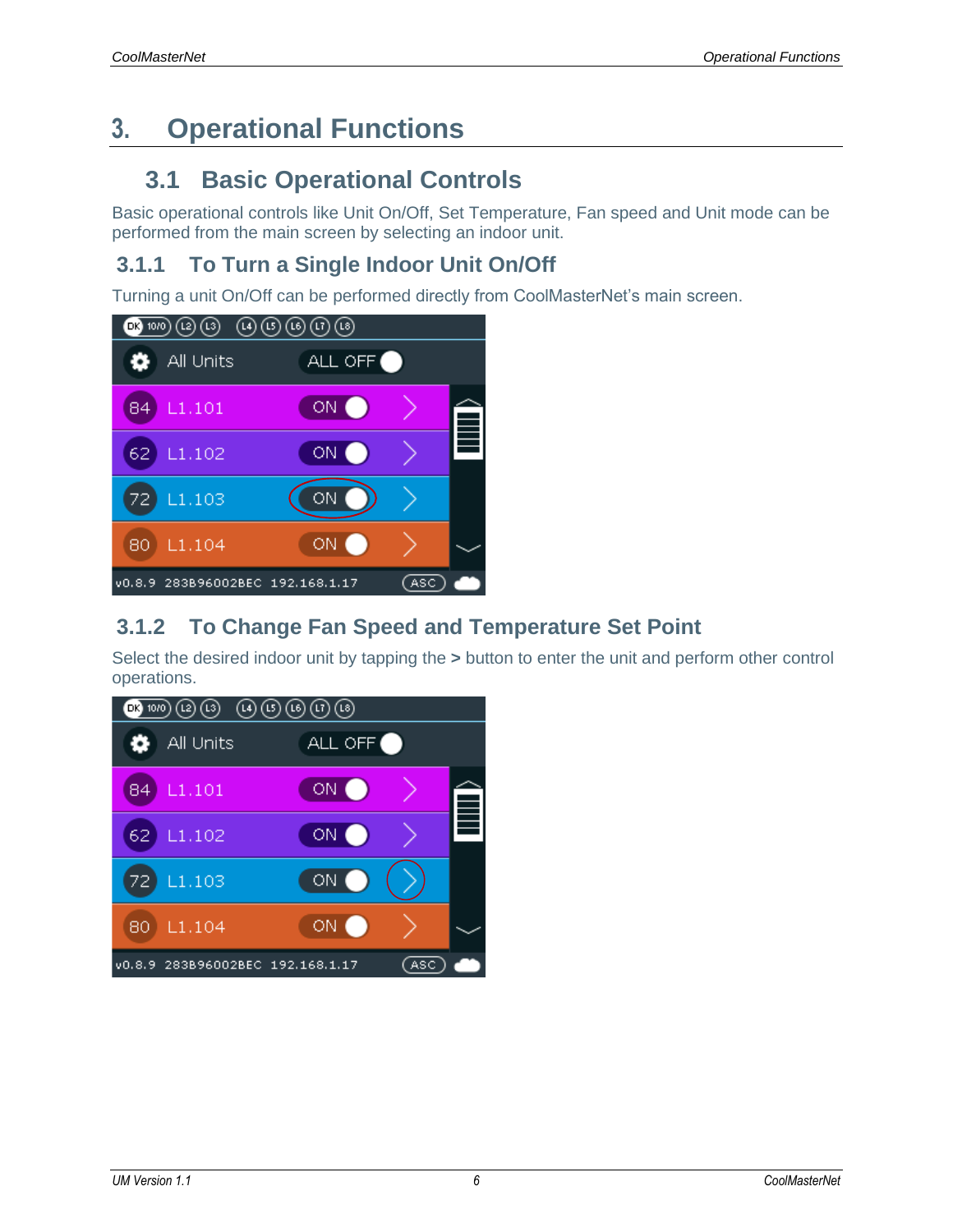# 3. Operational Functions

## 3.1 Basic Operational Controls

Basic operational controls like Unit On/Off, Set Temperature, Fan speed and Unit mode can be performed from the main screen by selecting an indoor unit.

### 3.1.1 To Turn a Single Indoor Unit On/Off

Turning a unit On/Off can be performed directly from CoolMasterNet's main screen.

### 3.1.2 To Change Fan Speed and Temperature Set Point

Select the desired indoor unit by tapping the **>** button to enter the unit and perform other control operations.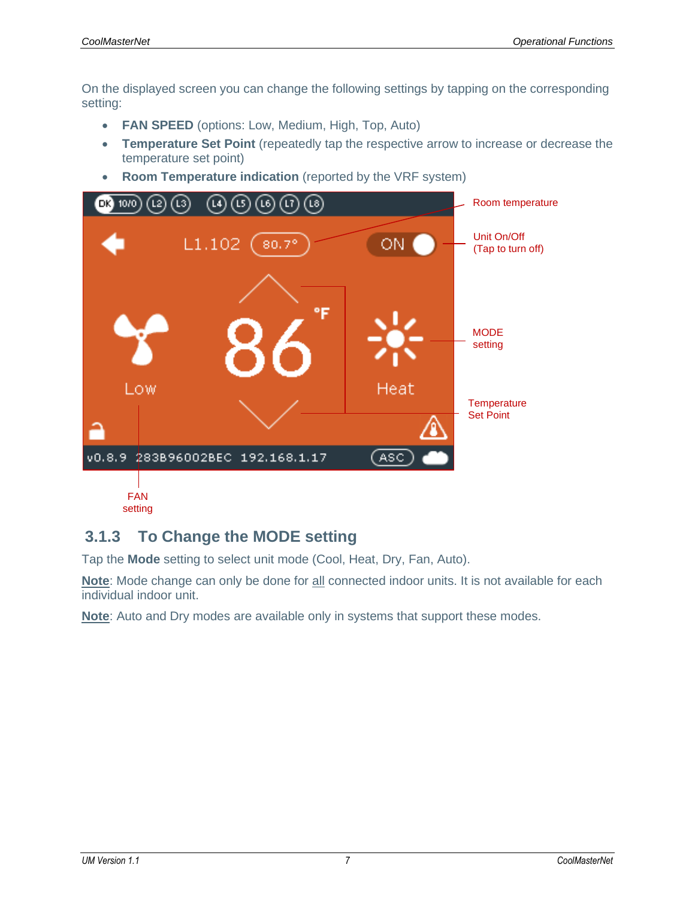On the displayed screen you can change the following settings by tapping on the corresponding setting:

- **FAN SPEED** (options: Low, Medium, High, Top, Auto)
- **Temperature Set Point** (repeatedly tap the respective arrow to increase or decrease the temperature set point)
- **Room Temperature indication** (reported by the VRF system)

### 3.1.3 To Change the MODE setting

Tap the **Mode** setting to select unit mode (Cool, Heat, Dry, Fan, Auto).

**Note**: Mode change can only be done for all connected indoor units. It is not available for each individual indoor unit.

**Note**: Auto and Dry modes are available only in systems that support these modes.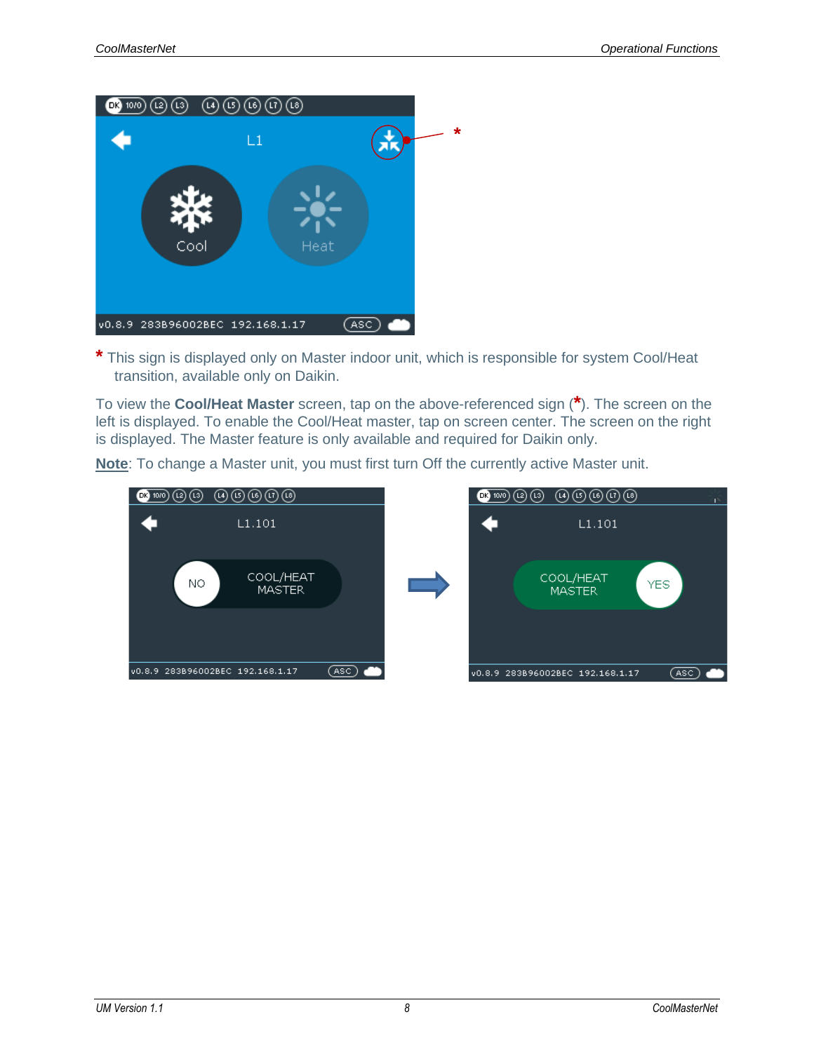* This sign is displayed only on Master indoor unit, which is responsible for system Cool/Heat transition, available only on Daikin.

To view the **Cool/Heat Master** screen, tap on the above-referenced sign (*). The screen on the left is displayed. To enable the Cool/Heat master, tap on screen center. The screen on the right is displayed. The Master feature is only available and required for Daikin only.

**Note**: To change a Master unit, you must first turn Off the currently active Master unit.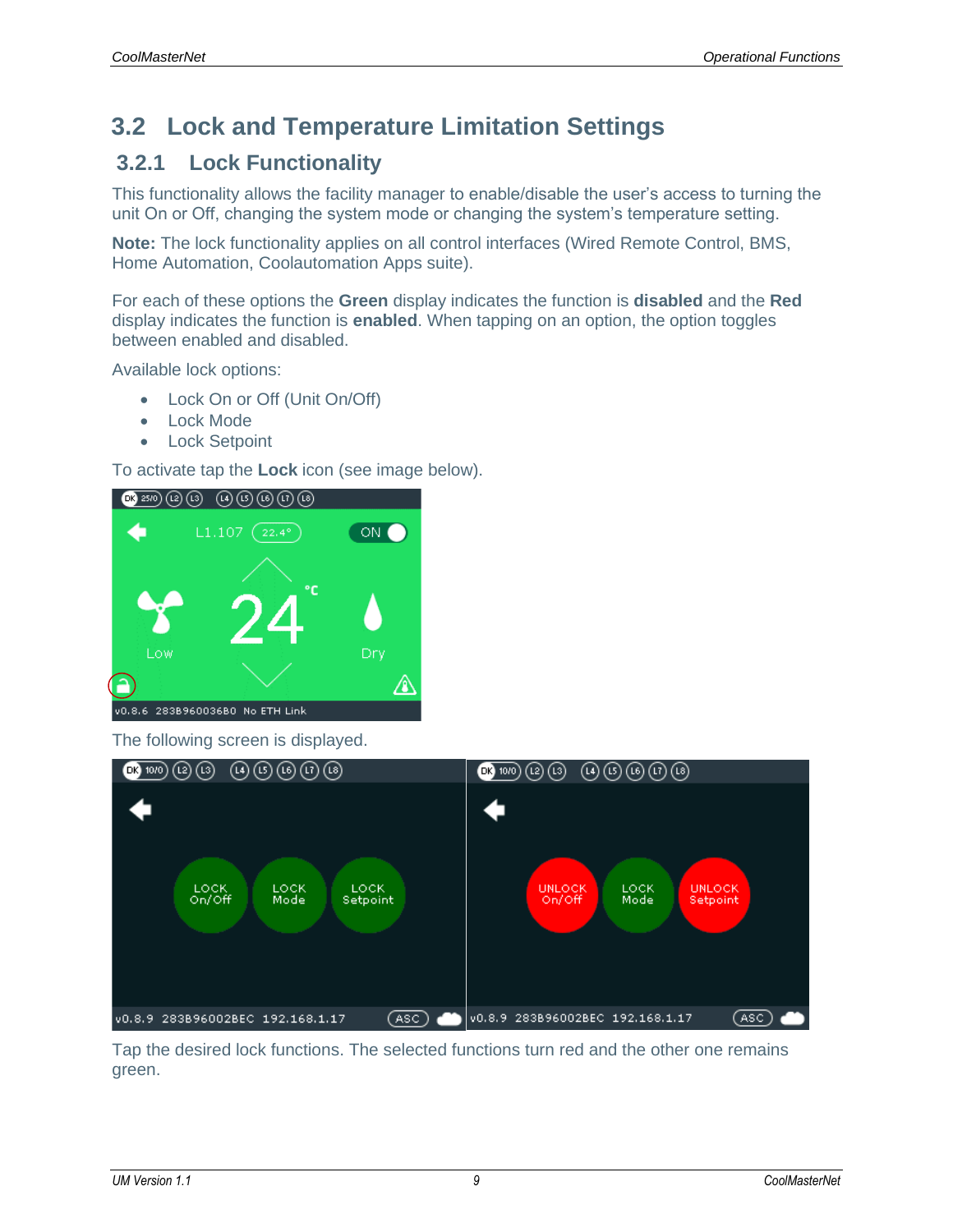## 3.2 Lock and Temperature Limitation Settings

### 3.2.1 Lock Functionality

This functionality allows the facility manager to enable/disable the user's access to turning the unit On or Off, changing the system mode or changing the system's temperature setting.

**Note:** The lock functionality applies on all control interfaces (Wired Remote Control, BMS, Home Automation, Coolautomation Apps suite).

For each of these options the **Green** display indicates the function is **disabled** and the **Red** display indicates the function is **enabled**. When tapping on an option, the option toggles between enabled and disabled.

Available lock options:

- Lock On or Off (Unit On/Off)
- Lock Mode
- Lock Setpoint

To activate tap the **Lock** icon (see image below).

The following screen is displayed.

Tap the desired lock functions. The selected functions turn red and the other one remains green.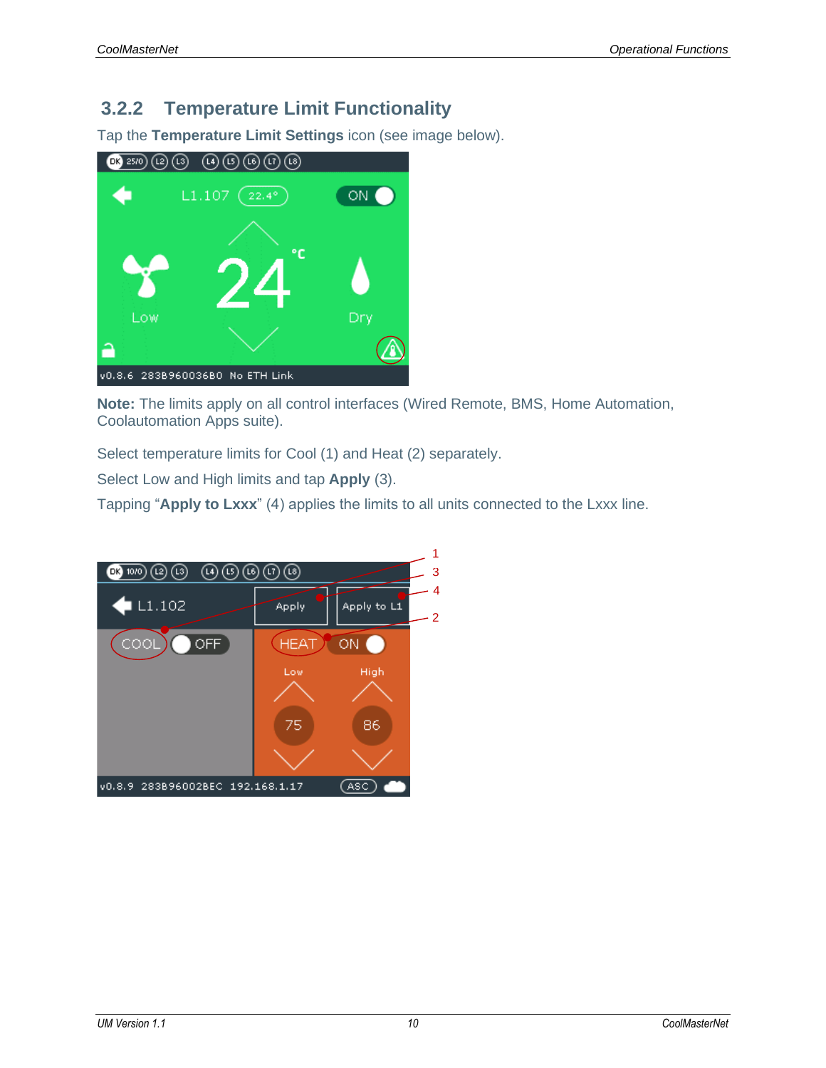### 3.2.2 Temperature Limit Functionality

Tap the **Temperature Limit Settings** icon (see image below).

**Note:** The limits apply on all control interfaces (Wired Remote, BMS, Home Automation, Coolautomation Apps suite).

Select temperature limits for Cool (1) and Heat (2) separately.

Select Low and High limits and tap **Apply** (3).

Tapping "**Apply to Lxxx**" (4) applies the limits to all units connected to the Lxxx line.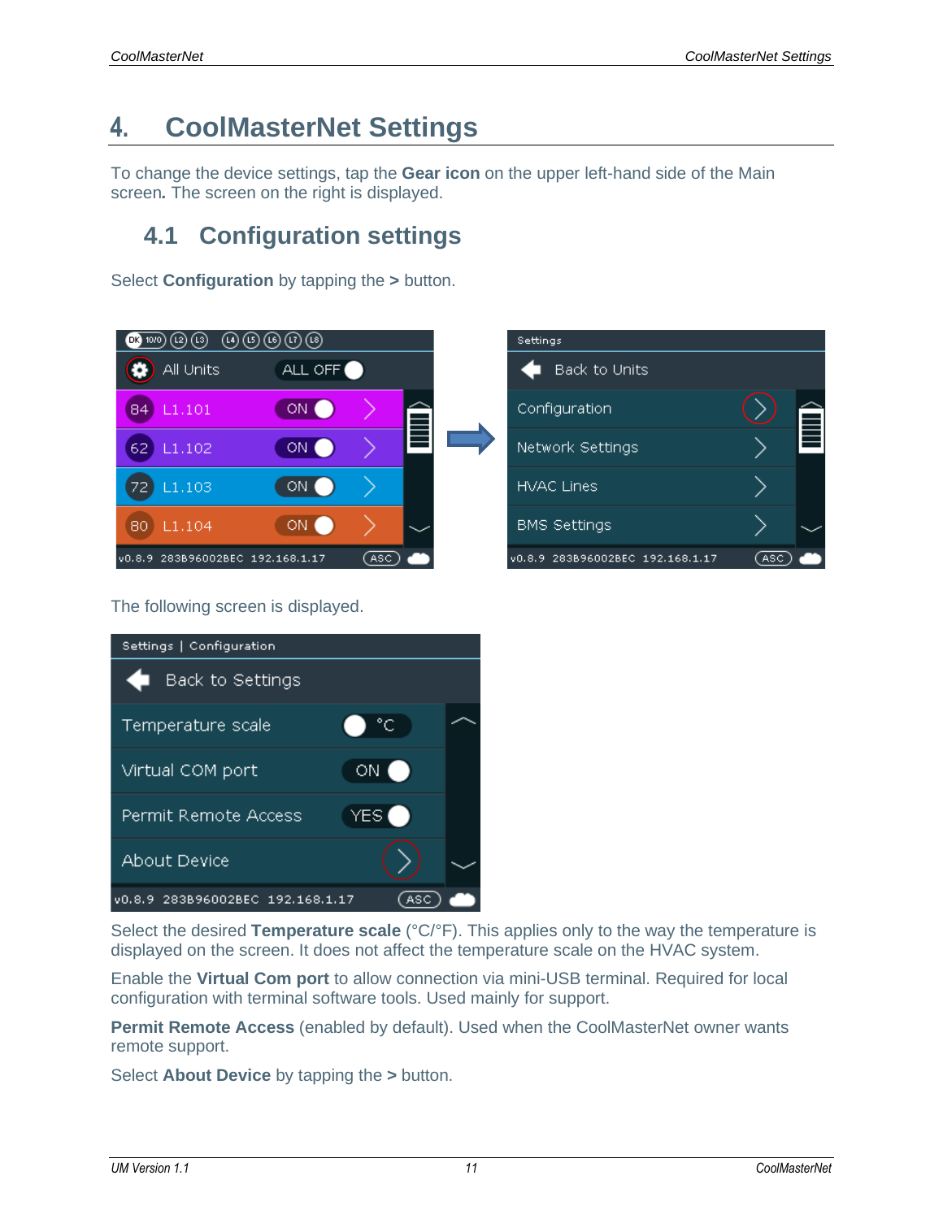# 4. CoolMasterNet Settings

To change the device settings, tap the **Gear icon** on the upper left-hand side of the Main screen**.** The screen on the right is displayed.

## 4.1 Configuration settings

Select **Configuration** by tapping the **>** button.

The following screen is displayed.

Select the desired **Temperature scale** (°C/°F). This applies only to the way the temperature is displayed on the screen. It does not affect the temperature scale on the HVAC system.

Enable the **Virtual Com port** to allow connection via mini-USB terminal. Required for local configuration with terminal software tools. Used mainly for support.

**Permit Remote Access** (enabled by default). Used when the CoolMasterNet owner wants remote support.

Select **About Device** by tapping the **>** button.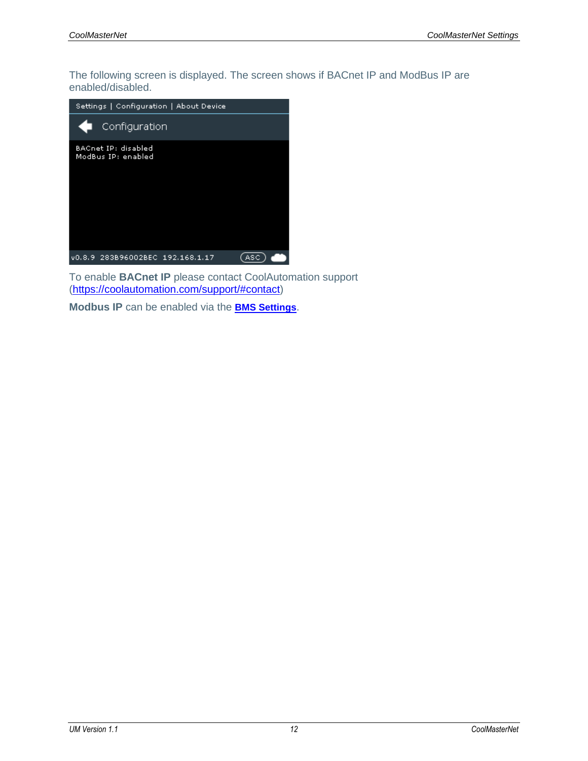The following screen is displayed. The screen shows if BACnet IP and ModBus IP are enabled/disabled.

To enable **BACnet IP** please contact CoolAutomation support (https://coolautomation.com/support/#contact)

**Modbus IP** can be enabled via the **BMS Settings**.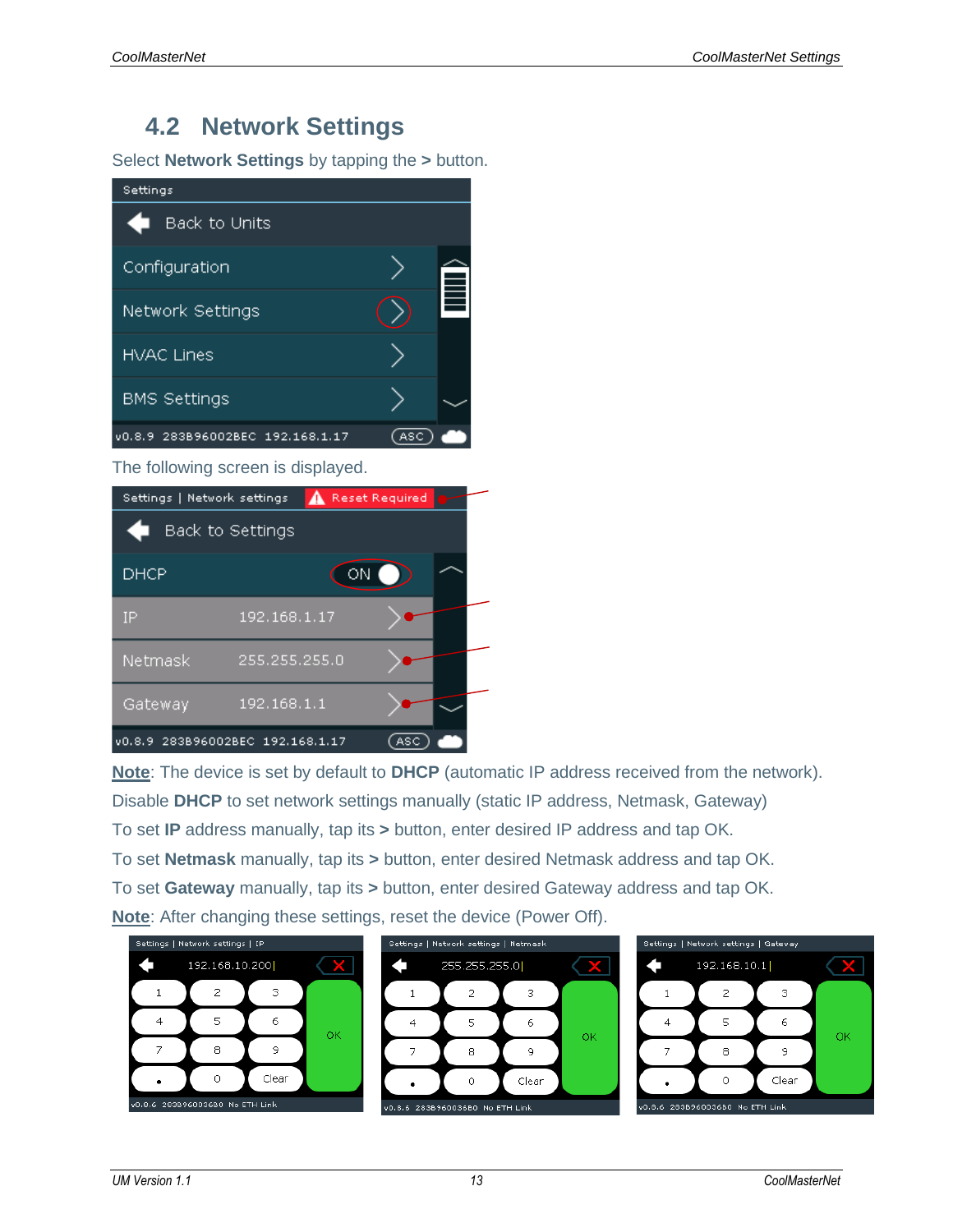## 4.2 Network Settings

Select **Network Settings** by tapping the **>** button.

The following screen is displayed.

**Note**: The device is set by default to **DHCP** (automatic IP address received from the network).

Disable **DHCP** to set network settings manually (static IP address, Netmask, Gateway)

To set **IP** address manually, tap its **>** button, enter desired IP address and tap OK.

To set **Netmask** manually, tap its **>** button, enter desired Netmask address and tap OK.

To set **Gateway** manually, tap its **>** button, enter desired Gateway address and tap OK.

**Note**: After changing these settings, reset the device (Power Off).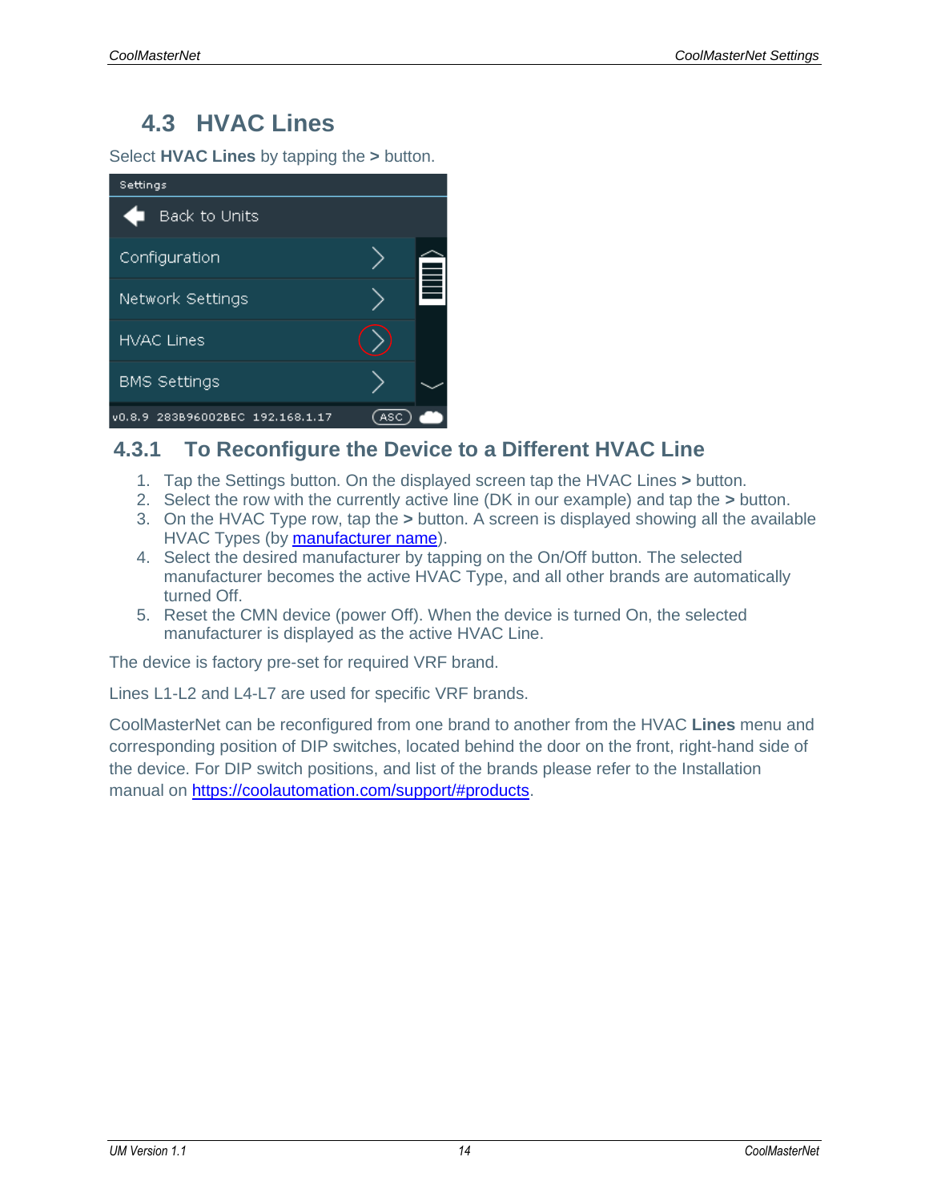## 4.3 HVAC Lines

Select **HVAC Lines** by tapping the **>** button.

### 4.3.1 To Reconfigure the Device to a Different HVAC Line

1. Tap the Settings button. On the displayed screen tap the HVAC Lines **>** button.
2. Select the row with the currently active line (DK in our example) and tap the **>** button.
3. On the HVAC Type row, tap the **>** button. A screen is displayed showing all the available HVAC Types (by manufacturer name).
4. Select the desired manufacturer by tapping on the On/Off button. The selected manufacturer becomes the active HVAC Type, and all other brands are automatically turned Off.
5. Reset the CMN device (power Off). When the device is turned On, the selected manufacturer is displayed as the active HVAC Line.

The device is factory pre-set for required VRF brand.

Lines L1-L2 and L4-L7 are used for specific VRF brands.

CoolMasterNet can be reconfigured from one brand to another from the HVAC **Lines** menu and corresponding position of DIP switches, located behind the door on the front, right-hand side of the device. For DIP switch positions, and list of the brands please refer to the Installation manual on https://coolautomation.com/support/#products.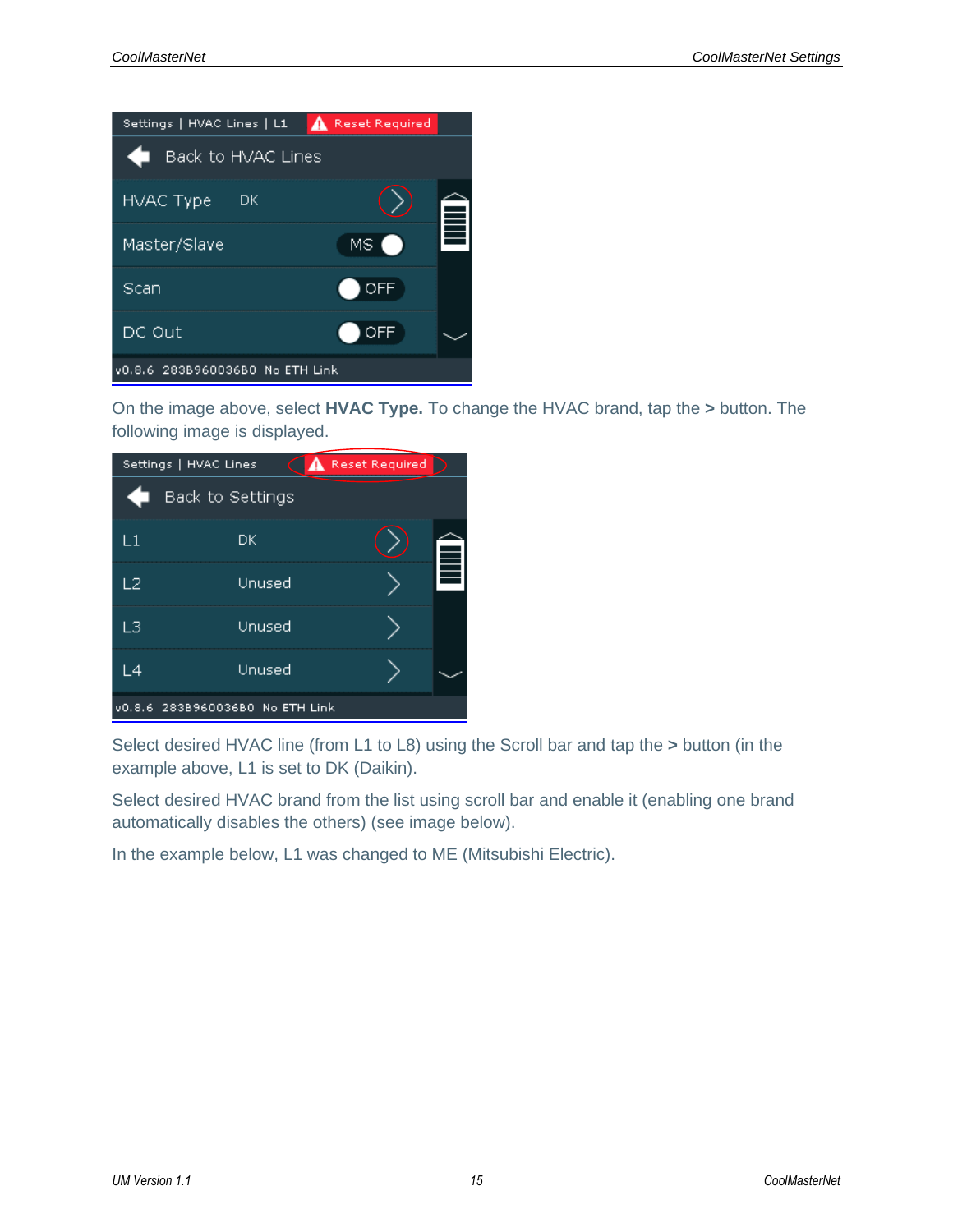On the image above, select **HVAC Type.** To change the HVAC brand, tap the **>** button. The following image is displayed.

Select desired HVAC line (from L1 to L8) using the Scroll bar and tap the **>** button (in the example above, L1 is set to DK (Daikin).

Select desired HVAC brand from the list using scroll bar and enable it (enabling one brand automatically disables the others) (see image below).

In the example below, L1 was changed to ME (Mitsubishi Electric).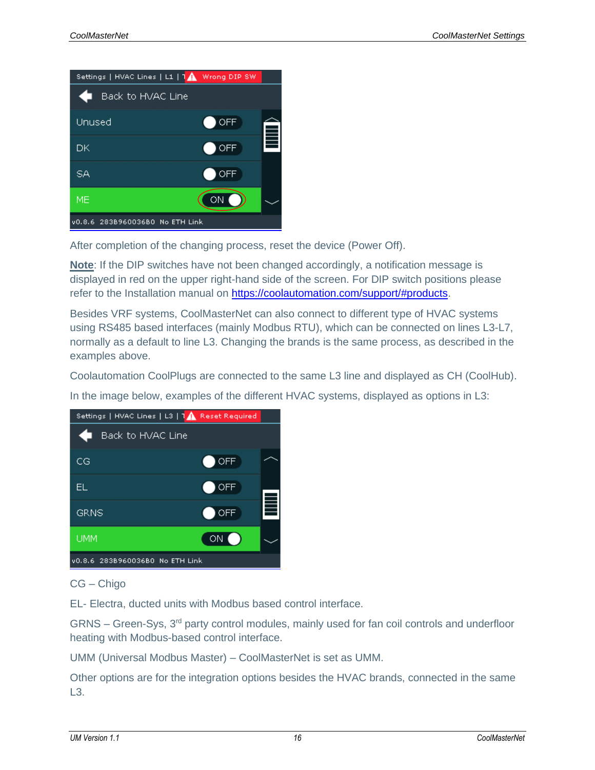After completion of the changing process, reset the device (Power Off).

**Note**: If the DIP switches have not been changed accordingly, a notification message is displayed in red on the upper right-hand side of the screen. For DIP switch positions please refer to the Installation manual on https://coolautomation.com/support/#products.

Besides VRF systems, CoolMasterNet can also connect to different type of HVAC systems using RS485 based interfaces (mainly Modbus RTU), which can be connected on lines L3-L7, normally as a default to line L3. Changing the brands is the same process, as described in the examples above.

Coolautomation CoolPlugs are connected to the same L3 line and displayed as CH (CoolHub).

In the image below, examples of the different HVAC systems, displayed as options in L3:

CG – Chigo

EL- Electra, ducted units with Modbus based control interface.

GRNS – Green-Sys, 3rd party control modules, mainly used for fan coil controls and underfloor heating with Modbus-based control interface.

UMM (Universal Modbus Master) – CoolMasterNet is set as UMM.

Other options are for the integration options besides the HVAC brands, connected in the same L3.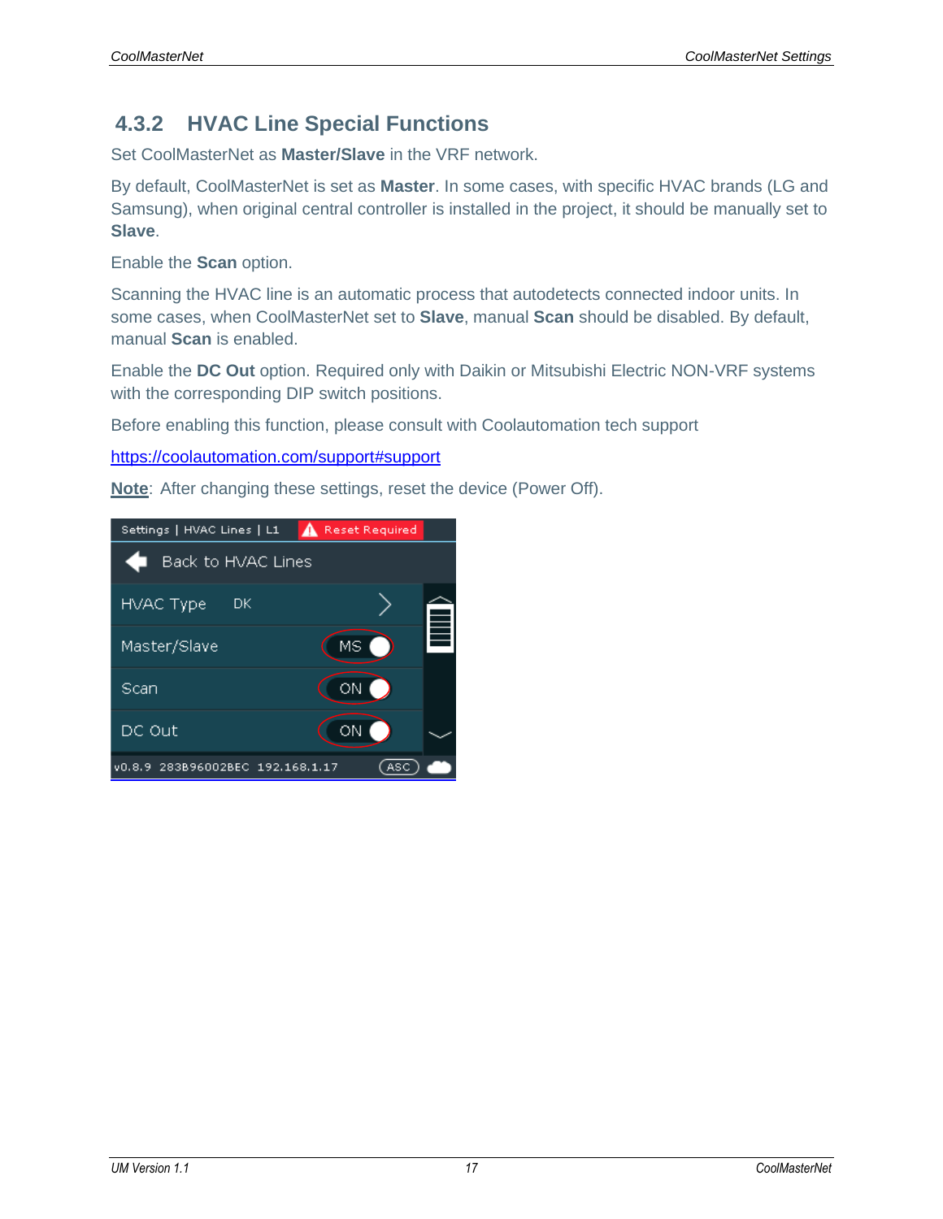## 4.3.2 HVAC Line Special Functions

Set CoolMasterNet as **Master/Slave** in the VRF network.

By default, CoolMasterNet is set as **Master**. In some cases, with specific HVAC brands (LG and Samsung), when original central controller is installed in the project, it should be manually set to **Slave**.

Enable the **Scan** option.

Scanning the HVAC line is an automatic process that autodetects connected indoor units. In some cases, when CoolMasterNet set to **Slave**, manual **Scan** should be disabled. By default, manual **Scan** is enabled.

Enable the **DC Out** option. Required only with Daikin or Mitsubishi Electric NON-VRF systems with the corresponding DIP switch positions.

Before enabling this function, please consult with Coolautomation tech support

https://coolautomation.com/support#support

**Note**: After changing these settings, reset the device (Power Off).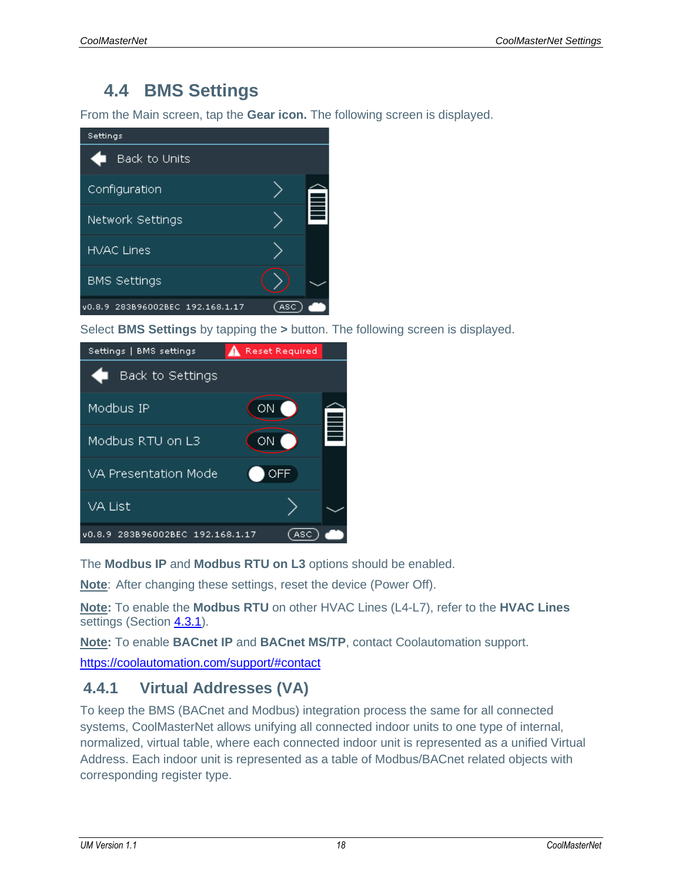## 4.4 BMS Settings

From the Main screen, tap the **Gear icon.** The following screen is displayed.

Select **BMS Settings** by tapping the **>** button. The following screen is displayed.

The **Modbus IP** and **Modbus RTU on L3** options should be enabled.

**Note**: After changing these settings, reset the device (Power Off).

**Note:** To enable the **Modbus RTU** on other HVAC Lines (L4-L7), refer to the **HVAC Lines** settings (Section 4.3.1).

**Note:** To enable **BACnet IP** and **BACnet MS/TP**, contact Coolautomation support.

https://coolautomation.com/support/#contact

### 4.4.1 Virtual Addresses (VA)

To keep the BMS (BACnet and Modbus) integration process the same for all connected systems, CoolMasterNet allows unifying all connected indoor units to one type of internal, normalized, virtual table, where each connected indoor unit is represented as a unified Virtual Address. Each indoor unit is represented as a table of Modbus/BACnet related objects with corresponding register type.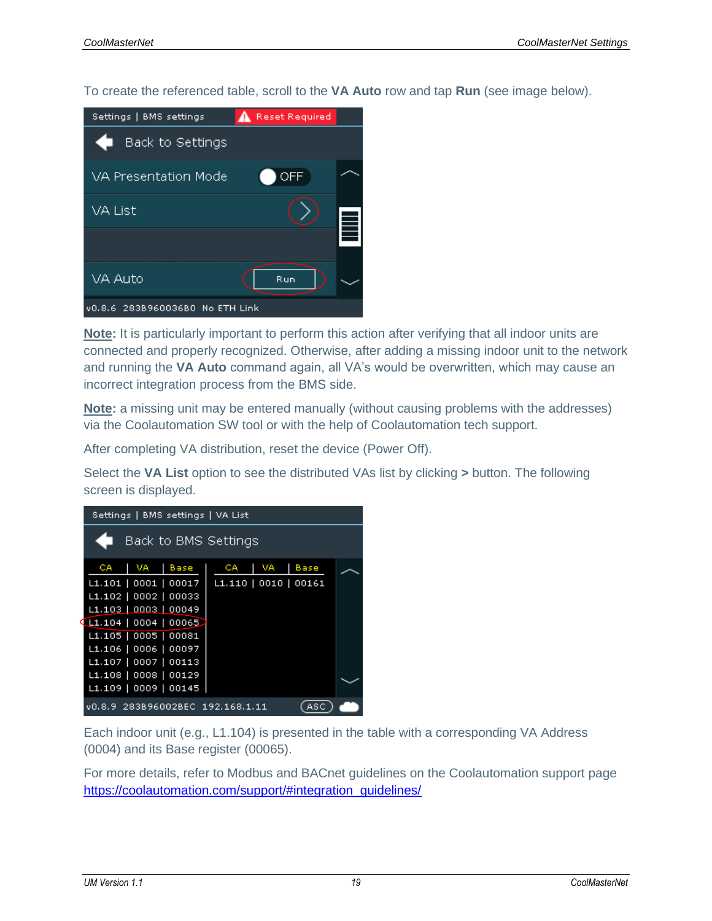To create the referenced table, scroll to the **VA Auto** row and tap **Run** (see image below).

**Note:** It is particularly important to perform this action after verifying that all indoor units are connected and properly recognized. Otherwise, after adding a missing indoor unit to the network and running the **VA Auto** command again, all VA's would be overwritten, which may cause an incorrect integration process from the BMS side.

**Note:** a missing unit may be entered manually (without causing problems with the addresses) via the Coolautomation SW tool or with the help of Coolautomation tech support.

After completing VA distribution, reset the device (Power Off).

Select the **VA List** option to see the distributed VAs list by clicking **>** button. The following screen is displayed.

Each indoor unit (e.g., L1.104) is presented in the table with a corresponding VA Address (0004) and its Base register (00065).

For more details, refer to Modbus and BACnet guidelines on the Coolautomation support page [https://coolautomation.com/support/#integration_guidelines/](https://coolautomation.com/support/#integration_guidelines/)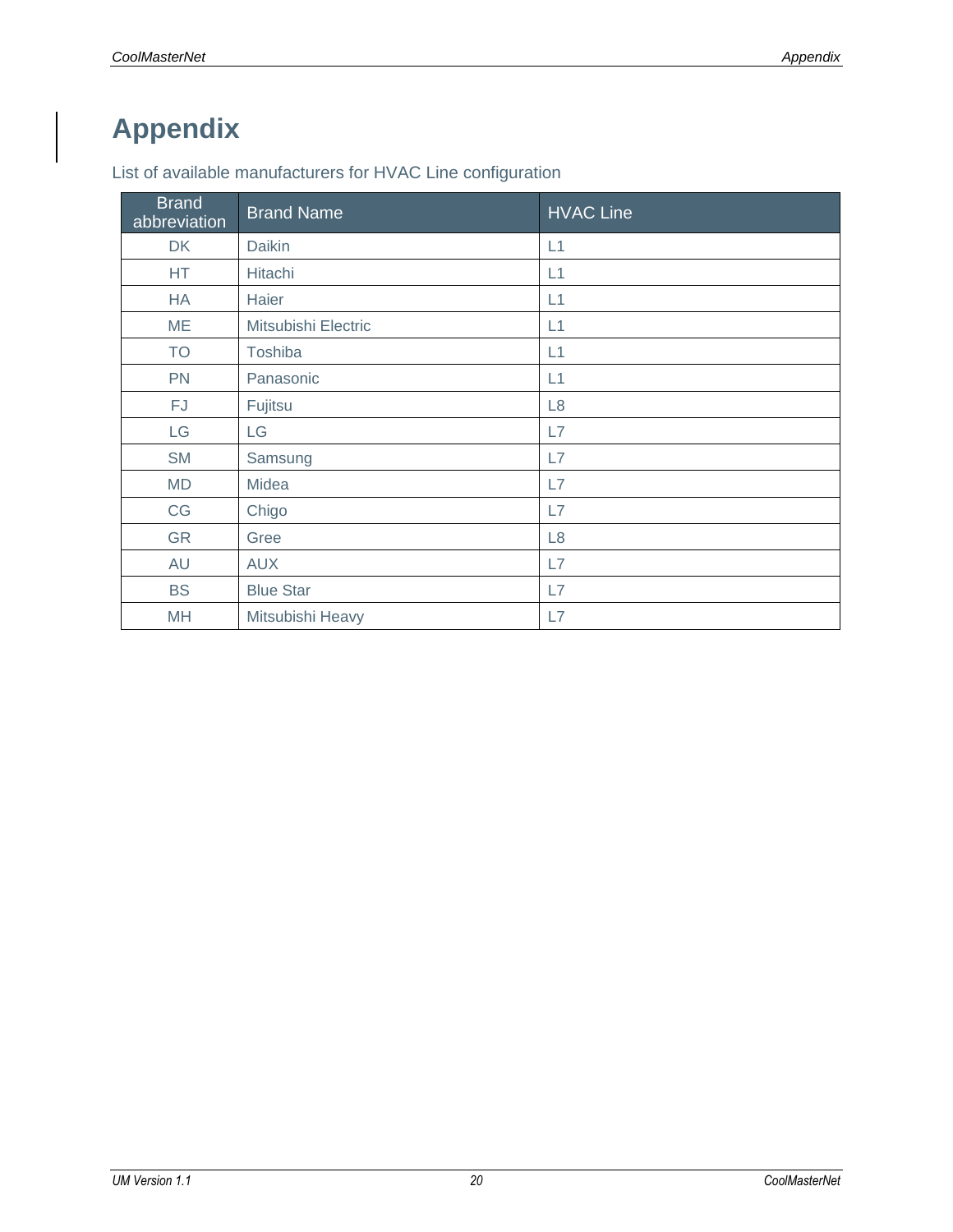# Appendix

List of available manufacturers for HVAC Line configuration

| Brand abbreviation | Brand Name | HVAC Line |
|---|---|---|
| DK | Daikin | L1 |
| HT | Hitachi | L1 |
| HA | Haier | L1 |
| ME | Mitsubishi Electric | L1 |
| TO | Toshiba | L1 |
| PN | Panasonic | L1 |
| FJ | Fujitsu | L8 |
| LG | LG | L7 |
| SM | Samsung | L7 |
| MD | Midea | L7 |
| CG | Chigo | L7 |
| GR | Gree | L8 |
| AU | AUX | L7 |
| BS | Blue Star | L7 |
| MH | Mitsubishi Heavy | L7 |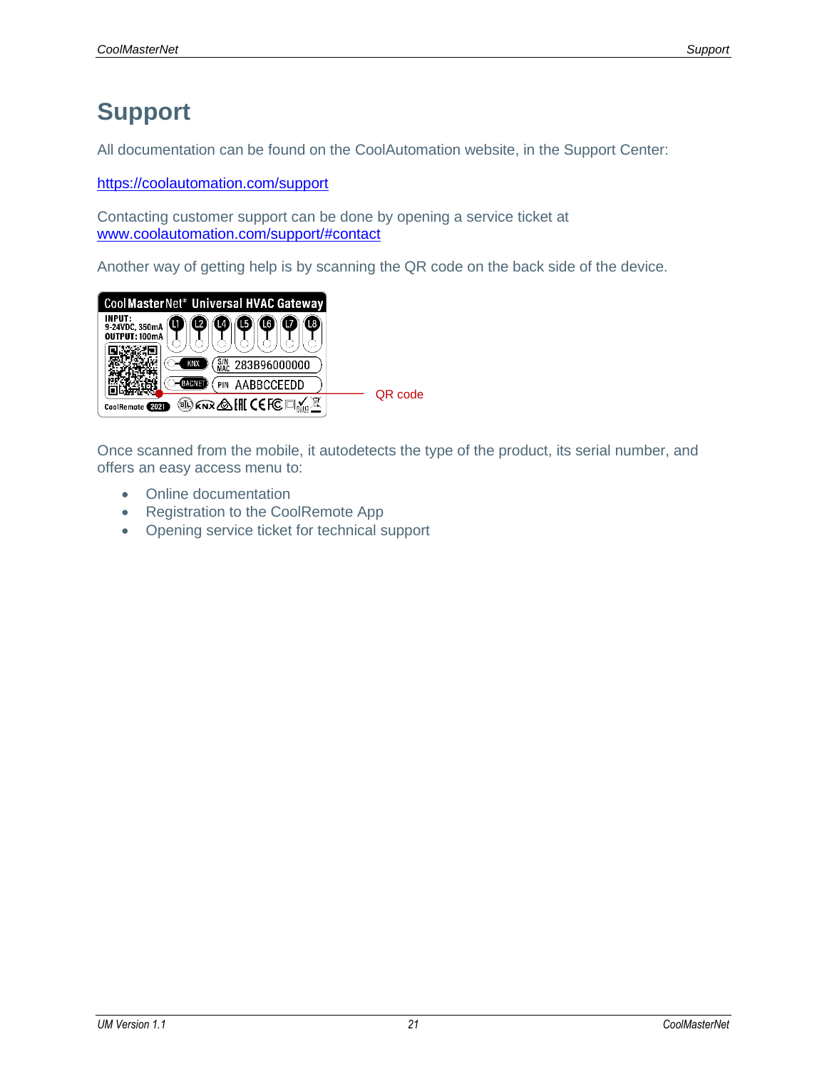# Support

All documentation can be found on the CoolAutomation website, in the Support Center:

https://coolautomation.com/support

Contacting customer support can be done by opening a service ticket at www.coolautomation.com/support/#contact

Another way of getting help is by scanning the QR code on the back side of the device.

QR code

Once scanned from the mobile, it autodetects the type of the product, its serial number, and offers an easy access menu to:

- Online documentation
- Registration to the CoolRemote App
- Opening service ticket for technical support